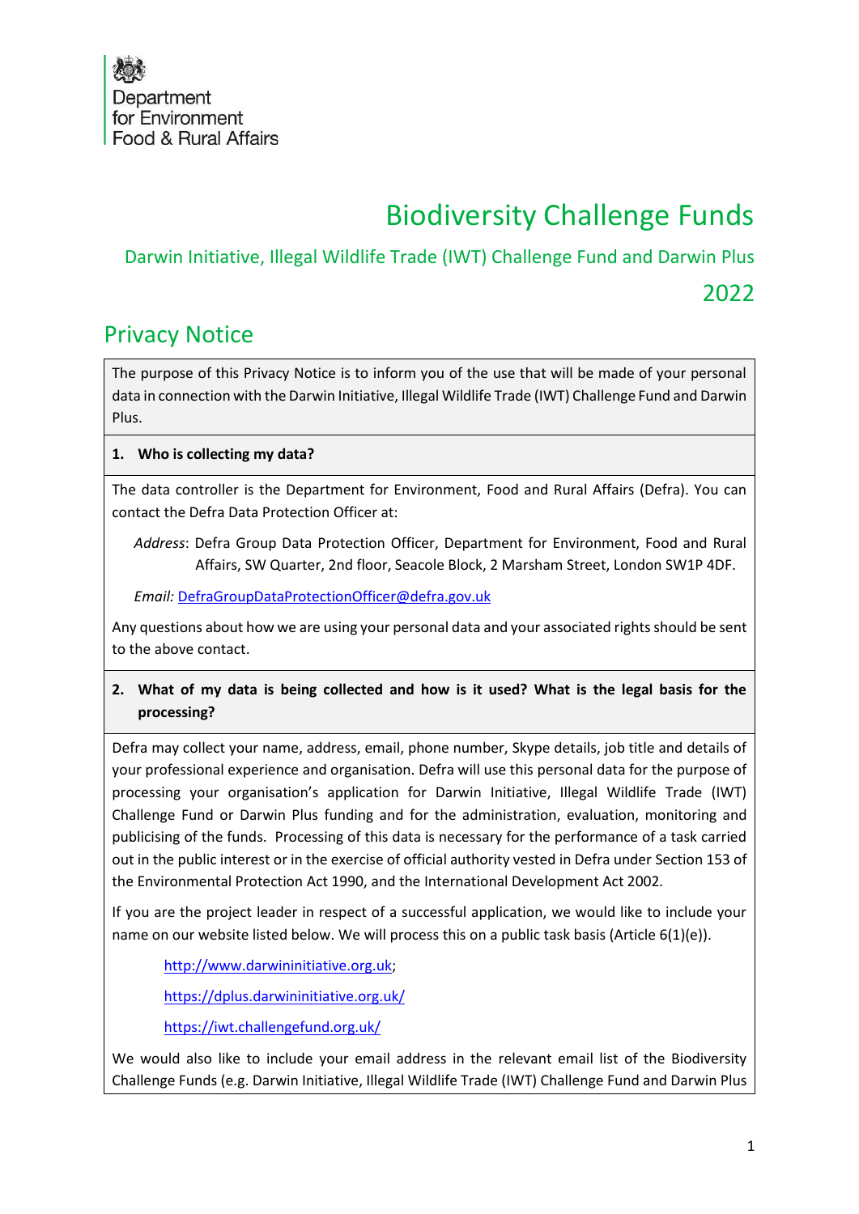Department for Environment Food & Rural Affairs

# Biodiversity Challenge Funds

## Darwin Initiative, Illegal Wildlife Trade (IWT) Challenge Fund and Darwin Plus

## 2022

## Privacy Notice

The purpose of this Privacy Notice is to inform you of the use that will be made of your personal data in connection with the Darwin Initiative, Illegal Wildlife Trade (IWT) Challenge Fund and Darwin Plus.

**1. Who is collecting my data?**

The data controller is the Department for Environment, Food and Rural Affairs (Defra). You can contact the Defra Data Protection Officer at:

*Address*: Defra Group Data Protection Officer, Department for Environment, Food and Rural Affairs, SW Quarter, 2nd floor, Seacole Block, 2 Marsham Street, London SW1P 4DF.

*Email:* DefraGroupDataProtectionOfficer@defra.gov.uk

Any questions about how we are using your personal data and your associated rights should be sent to the above contact.

**2. What of my data is being collected and how is it used? What is the legal basis for the processing?**

Defra may collect your name, address, email, phone number, Skype details, job title and details of your professional experience and organisation. Defra will use this personal data for the purpose of processing your organisation's application for Darwin Initiative, Illegal Wildlife Trade (IWT) Challenge Fund or Darwin Plus funding and for the administration, evaluation, monitoring and publicising of the funds. Processing of this data is necessary for the performance of a task carried out in the public interest or in the exercise of official authority vested in Defra under Section 153 of the Environmental Protection Act 1990, and the International Development Act 2002.

If you are the project leader in respect of a successful application, we would like to include your name on our website listed below. We will process this on a public task basis (Article 6(1)(e)).

http://www.darwininitiative.org.uk;

https://dplus.darwininitiative.org.uk/

https://iwt.challengefund.org.uk/

We would also like to include your email address in the relevant email list of the Biodiversity Challenge Funds (e.g. Darwin Initiative, Illegal Wildlife Trade (IWT) Challenge Fund and Darwin Plus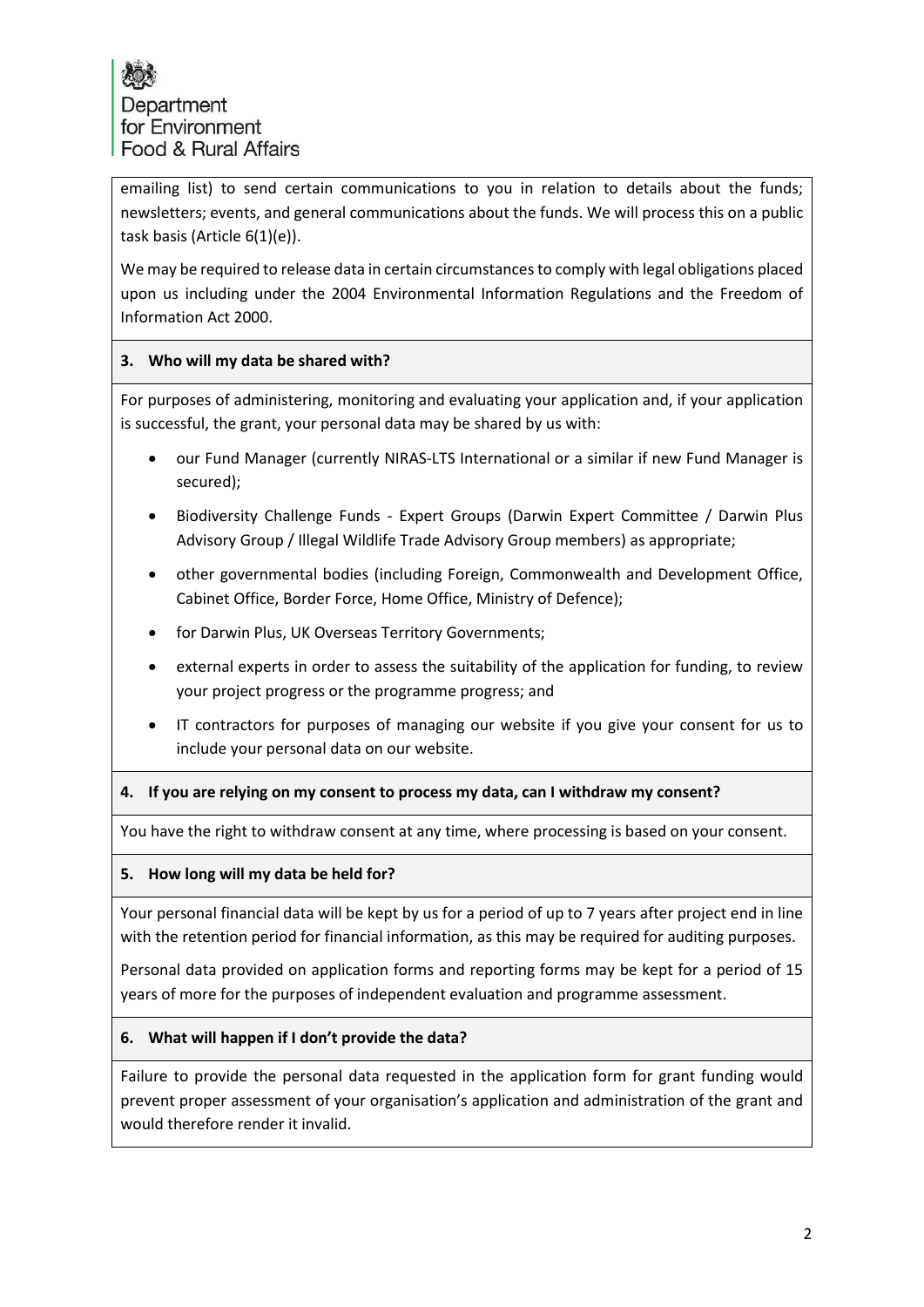emailing list) to send certain communications to you in relation to details about the funds; newsletters; events, and general communications about the funds. We will process this on a public task basis (Article 6(1)(e)).

We may be required to release data in certain circumstances to comply with legal obligations placed upon us including under the 2004 Environmental Information Regulations and the Freedom of Information Act 2000.

**3. Who will my data be shared with?**

For purposes of administering, monitoring and evaluating your application and, if your application is successful, the grant, your personal data may be shared by us with:

- our Fund Manager (currently NIRAS-LTS International or a similar if new Fund Manager is secured);
- Biodiversity Challenge Funds - Expert Groups (Darwin Expert Committee / Darwin Plus Advisory Group / Illegal Wildlife Trade Advisory Group members) as appropriate;
- other governmental bodies (including Foreign, Commonwealth and Development Office, Cabinet Office, Border Force, Home Office, Ministry of Defence);
- for Darwin Plus, UK Overseas Territory Governments;
- external experts in order to assess the suitability of the application for funding, to review your project progress or the programme progress; and
- IT contractors for purposes of managing our website if you give your consent for us to include your personal data on our website.

**4. If you are relying on my consent to process my data, can I withdraw my consent?**

You have the right to withdraw consent at any time, where processing is based on your consent.

**5. How long will my data be held for?**

Your personal financial data will be kept by us for a period of up to 7 years after project end in line with the retention period for financial information, as this may be required for auditing purposes.

Personal data provided on application forms and reporting forms may be kept for a period of 15 years of more for the purposes of independent evaluation and programme assessment.

**6. What will happen if I don't provide the data?**

Failure to provide the personal data requested in the application form for grant funding would prevent proper assessment of your organisation's application and administration of the grant and would therefore render it invalid.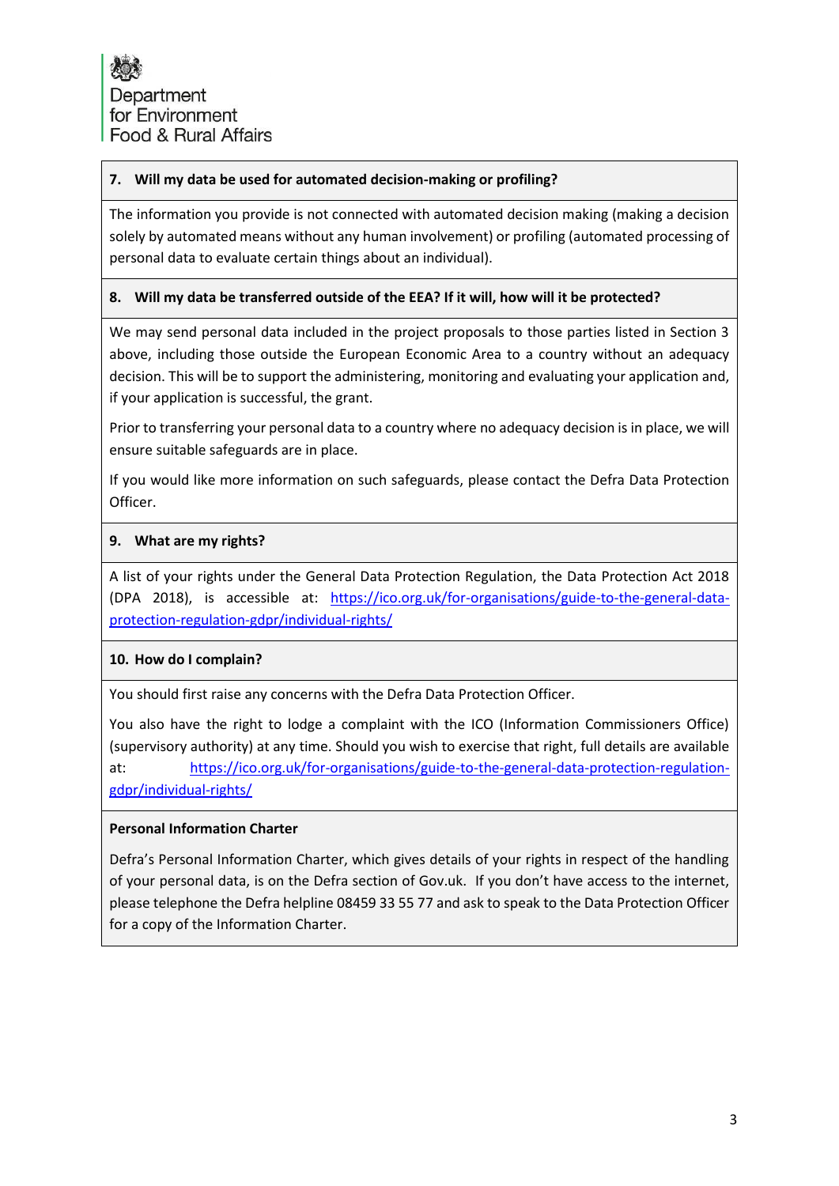Department for Environment Food & Rural Affairs

### 7. Will my data be used for automated decision-making or profiling?

The information you provide is not connected with automated decision making (making a decision solely by automated means without any human involvement) or profiling (automated processing of personal data to evaluate certain things about an individual).

### 8. Will my data be transferred outside of the EEA? If it will, how will it be protected?

We may send personal data included in the project proposals to those parties listed in Section 3 above, including those outside the European Economic Area to a country without an adequacy decision. This will be to support the administering, monitoring and evaluating your application and, if your application is successful, the grant.

Prior to transferring your personal data to a country where no adequacy decision is in place, we will ensure suitable safeguards are in place.

If you would like more information on such safeguards, please contact the Defra Data Protection Officer.

### 9. What are my rights?

A list of your rights under the General Data Protection Regulation, the Data Protection Act 2018 (DPA 2018), is accessible at: https://ico.org.uk/for-organisations/guide-to-the-general-data-protection-regulation-gdpr/individual-rights/

### 10. How do I complain?

You should first raise any concerns with the Defra Data Protection Officer.

You also have the right to lodge a complaint with the ICO (Information Commissioners Office) (supervisory authority) at any time. Should you wish to exercise that right, full details are available at: https://ico.org.uk/for-organisations/guide-to-the-general-data-protection-regulation-gdpr/individual-rights/

### Personal Information Charter

Defra's Personal Information Charter, which gives details of your rights in respect of the handling of your personal data, is on the Defra section of Gov.uk. If you don't have access to the internet, please telephone the Defra helpline 08459 33 55 77 and ask to speak to the Data Protection Officer for a copy of the Information Charter.